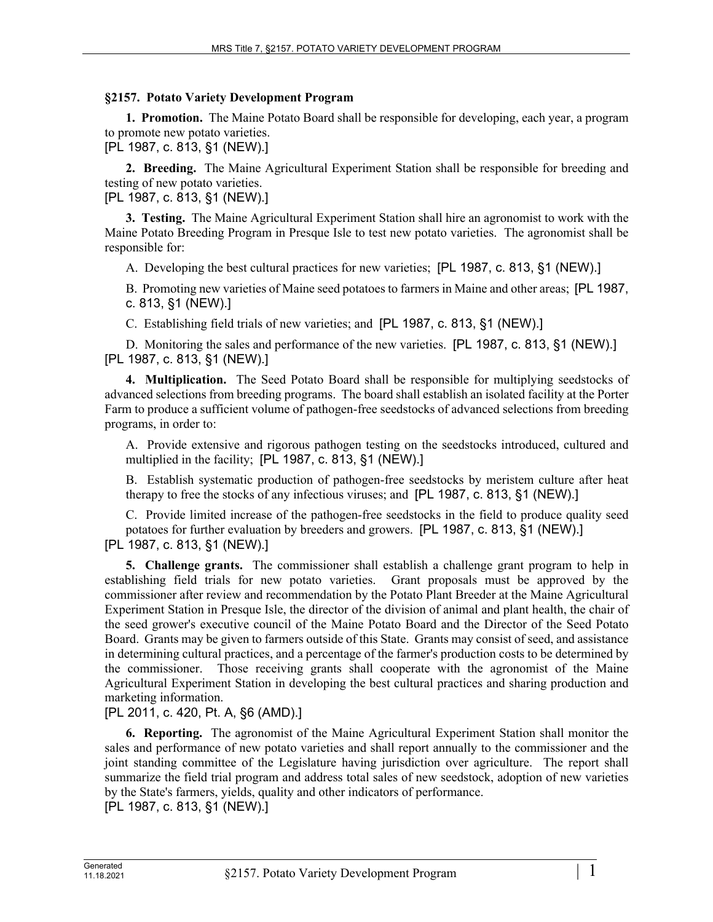**§2157. Potato Variety Development Program**

**1. Promotion.** The Maine Potato Board shall be responsible for developing, each year, a program to promote new potato varieties.

[PL 1987, c. 813, §1 (NEW).]

**2. Breeding.** The Maine Agricultural Experiment Station shall be responsible for breeding and testing of new potato varieties.

[PL 1987, c. 813, §1 (NEW).]

**3. Testing.** The Maine Agricultural Experiment Station shall hire an agronomist to work with the Maine Potato Breeding Program in Presque Isle to test new potato varieties. The agronomist shall be responsible for:

A. Developing the best cultural practices for new varieties; [PL 1987, c. 813, §1 (NEW).]

B. Promoting new varieties of Maine seed potatoes to farmers in Maine and other areas; [PL 1987, c. 813, §1 (NEW).]

C. Establishing field trials of new varieties; and [PL 1987, c. 813, §1 (NEW).]

D. Monitoring the sales and performance of the new varieties. [PL 1987, c. 813, §1 (NEW).]

[PL 1987, c. 813, §1 (NEW).]

**4. Multiplication.** The Seed Potato Board shall be responsible for multiplying seedstocks of advanced selections from breeding programs. The board shall establish an isolated facility at the Porter Farm to produce a sufficient volume of pathogen-free seedstocks of advanced selections from breeding programs, in order to:

A. Provide extensive and rigorous pathogen testing on the seedstocks introduced, cultured and multiplied in the facility; [PL 1987, c. 813, §1 (NEW).]

B. Establish systematic production of pathogen-free seedstocks by meristem culture after heat therapy to free the stocks of any infectious viruses; and [PL 1987, c. 813, §1 (NEW).]

C. Provide limited increase of the pathogen-free seedstocks in the field to produce quality seed potatoes for further evaluation by breeders and growers. [PL 1987, c. 813, §1 (NEW).]

[PL 1987, c. 813, §1 (NEW).]

**5. Challenge grants.** The commissioner shall establish a challenge grant program to help in establishing field trials for new potato varieties. Grant proposals must be approved by the commissioner after review and recommendation by the Potato Plant Breeder at the Maine Agricultural Experiment Station in Presque Isle, the director of the division of animal and plant health, the chair of the seed grower's executive council of the Maine Potato Board and the Director of the Seed Potato Board. Grants may be given to farmers outside of this State. Grants may consist of seed, and assistance in determining cultural practices, and a percentage of the farmer's production costs to be determined by the commissioner. Those receiving grants shall cooperate with the agronomist of the Maine Agricultural Experiment Station in developing the best cultural practices and sharing production and marketing information.

[PL 2011, c. 420, Pt. A, §6 (AMD).]

**6. Reporting.** The agronomist of the Maine Agricultural Experiment Station shall monitor the sales and performance of new potato varieties and shall report annually to the commissioner and the joint standing committee of the Legislature having jurisdiction over agriculture. The report shall summarize the field trial program and address total sales of new seedstock, adoption of new varieties by the State's farmers, yields, quality and other indicators of performance.

[PL 1987, c. 813, §1 (NEW).]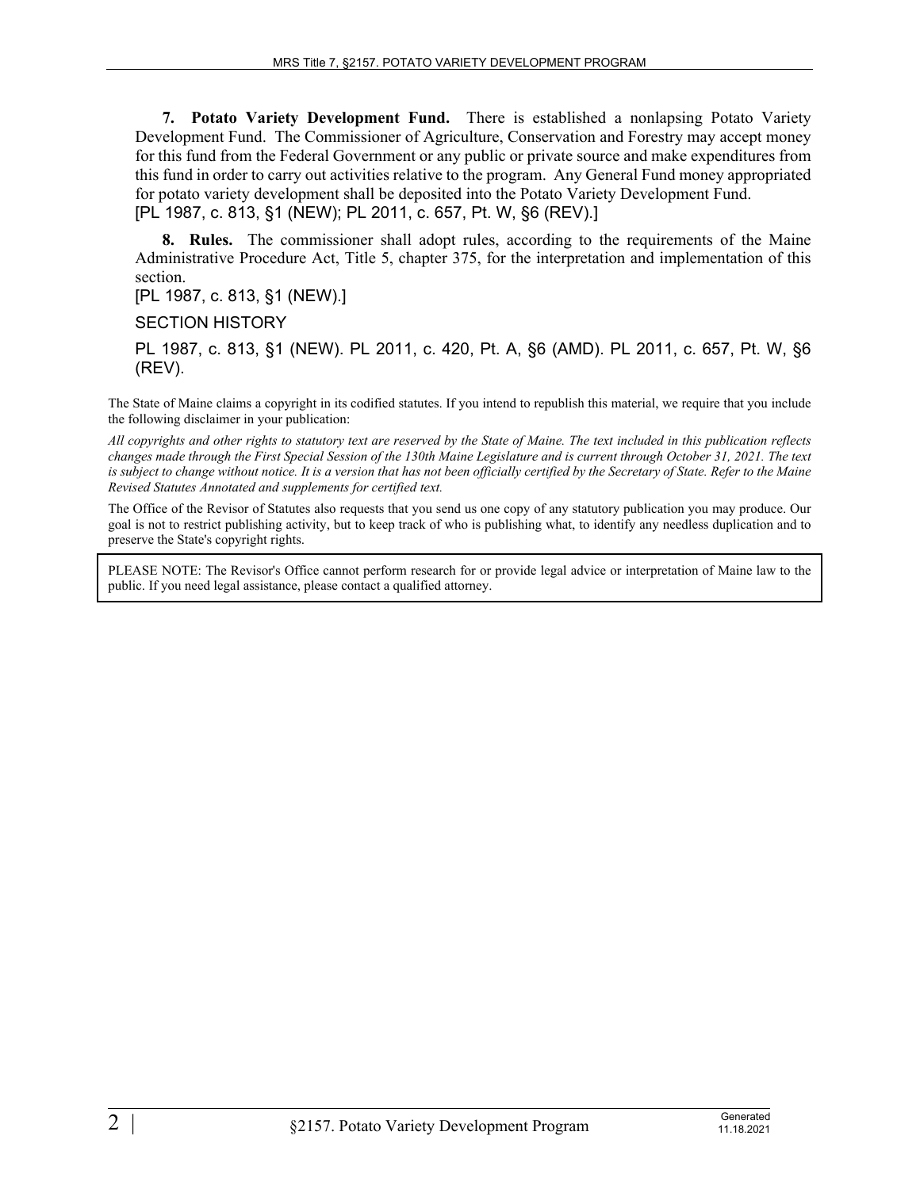**7. Potato Variety Development Fund.** There is established a nonlapsing Potato Variety Development Fund. The Commissioner of Agriculture, Conservation and Forestry may accept money for this fund from the Federal Government or any public or private source and make expenditures from this fund in order to carry out activities relative to the program. Any General Fund money appropriated for potato variety development shall be deposited into the Potato Variety Development Fund.

[PL 1987, c. 813, §1 (NEW); PL 2011, c. 657, Pt. W, §6 (REV).]

**8. Rules.** The commissioner shall adopt rules, according to the requirements of the Maine Administrative Procedure Act, Title 5, chapter 375, for the interpretation and implementation of this section.

[PL 1987, c. 813, §1 (NEW).]

SECTION HISTORY

PL 1987, c. 813, §1 (NEW). PL 2011, c. 420, Pt. A, §6 (AMD). PL 2011, c. 657, Pt. W, §6 (REV).

The State of Maine claims a copyright in its codified statutes. If you intend to republish this material, we require that you include the following disclaimer in your publication:

*All copyrights and other rights to statutory text are reserved by the State of Maine. The text included in this publication reflects changes made through the First Special Session of the 130th Maine Legislature and is current through October 31, 2021. The text is subject to change without notice. It is a version that has not been officially certified by the Secretary of State. Refer to the Maine Revised Statutes Annotated and supplements for certified text.*

The Office of the Revisor of Statutes also requests that you send us one copy of any statutory publication you may produce. Our goal is not to restrict publishing activity, but to keep track of who is publishing what, to identify any needless duplication and to preserve the State's copyright rights.

PLEASE NOTE: The Revisor's Office cannot perform research for or provide legal advice or interpretation of Maine law to the public. If you need legal assistance, please contact a qualified attorney.